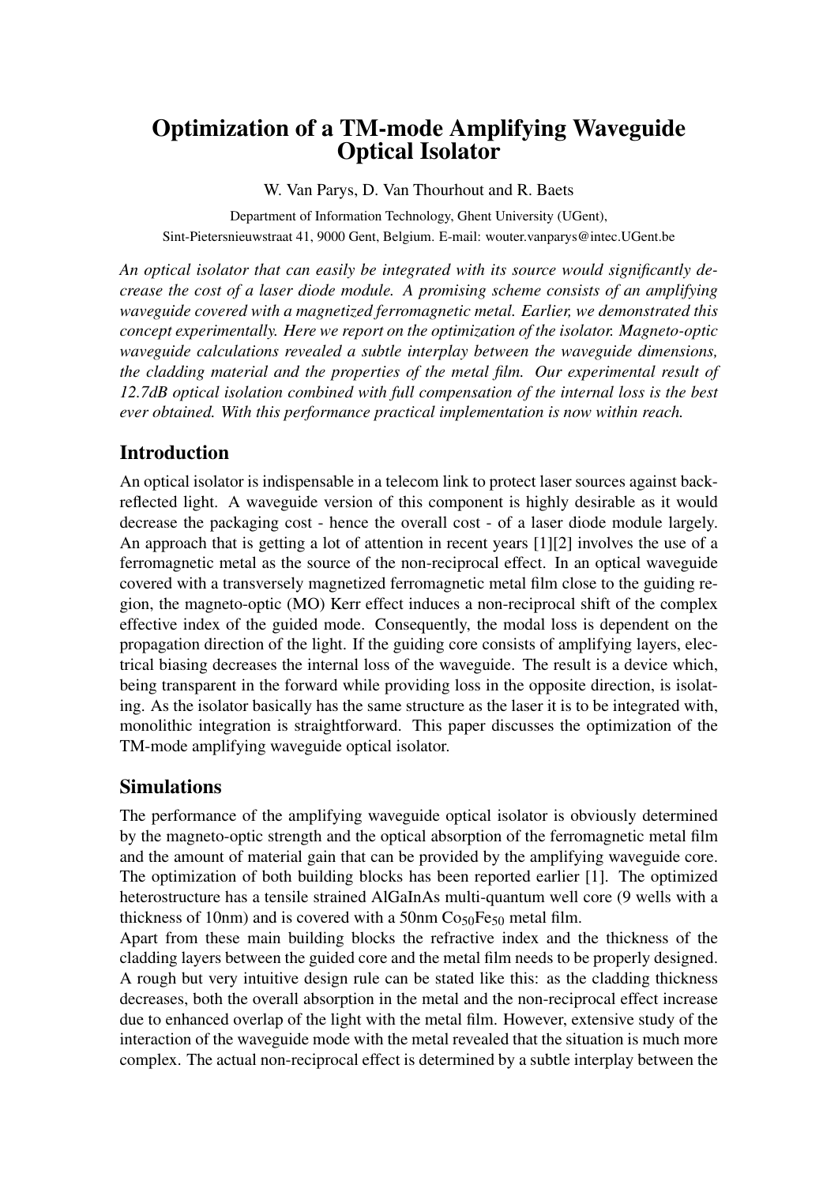# Optimization of a TM-mode Amplifying Waveguide Optical Isolator

W. Van Parys, D. Van Thourhout and R. Baets

Department of Information Technology, Ghent University (UGent),
Sint-Pietersnieuwstraat 41, 9000 Gent, Belgium. E-mail: wouter.vanparys@intec.UGent.be

*An optical isolator that can easily be integrated with its source would significantly decrease the cost of a laser diode module. A promising scheme consists of an amplifying waveguide covered with a magnetized ferromagnetic metal. Earlier, we demonstrated this concept experimentally. Here we report on the optimization of the isolator. Magneto-optic waveguide calculations revealed a subtle interplay between the waveguide dimensions, the cladding material and the properties of the metal film. Our experimental result of 12.7dB optical isolation combined with full compensation of the internal loss is the best ever obtained. With this performance practical implementation is now within reach.*

## Introduction

An optical isolator is indispensable in a telecom link to protect laser sources against back-reflected light. A waveguide version of this component is highly desirable as it would decrease the packaging cost - hence the overall cost - of a laser diode module largely. An approach that is getting a lot of attention in recent years [1][2] involves the use of a ferromagnetic metal as the source of the non-reciprocal effect. In an optical waveguide covered with a transversely magnetized ferromagnetic metal film close to the guiding region, the magneto-optic (MO) Kerr effect induces a non-reciprocal shift of the complex effective index of the guided mode. Consequently, the modal loss is dependent on the propagation direction of the light. If the guiding core consists of amplifying layers, electrical biasing decreases the internal loss of the waveguide. The result is a device which, being transparent in the forward while providing loss in the opposite direction, is isolating. As the isolator basically has the same structure as the laser it is to be integrated with, monolithic integration is straightforward. This paper discusses the optimization of the TM-mode amplifying waveguide optical isolator.

## Simulations

The performance of the amplifying waveguide optical isolator is obviously determined by the magneto-optic strength and the optical absorption of the ferromagnetic metal film and the amount of material gain that can be provided by the amplifying waveguide core. The optimization of both building blocks has been reported earlier [1]. The optimized heterostructure has a tensile strained AlGaInAs multi-quantum well core (9 wells with a thickness of 10nm) and is covered with a 50nm $Co_{50}Fe_{50}$ metal film.

Apart from these main building blocks the refractive index and the thickness of the cladding layers between the guided core and the metal film needs to be properly designed. A rough but very intuitive design rule can be stated like this: as the cladding thickness decreases, both the overall absorption in the metal and the non-reciprocal effect increase due to enhanced overlap of the light with the metal film. However, extensive study of the interaction of the waveguide mode with the metal revealed that the situation is much more complex. The actual non-reciprocal effect is determined by a subtle interplay between the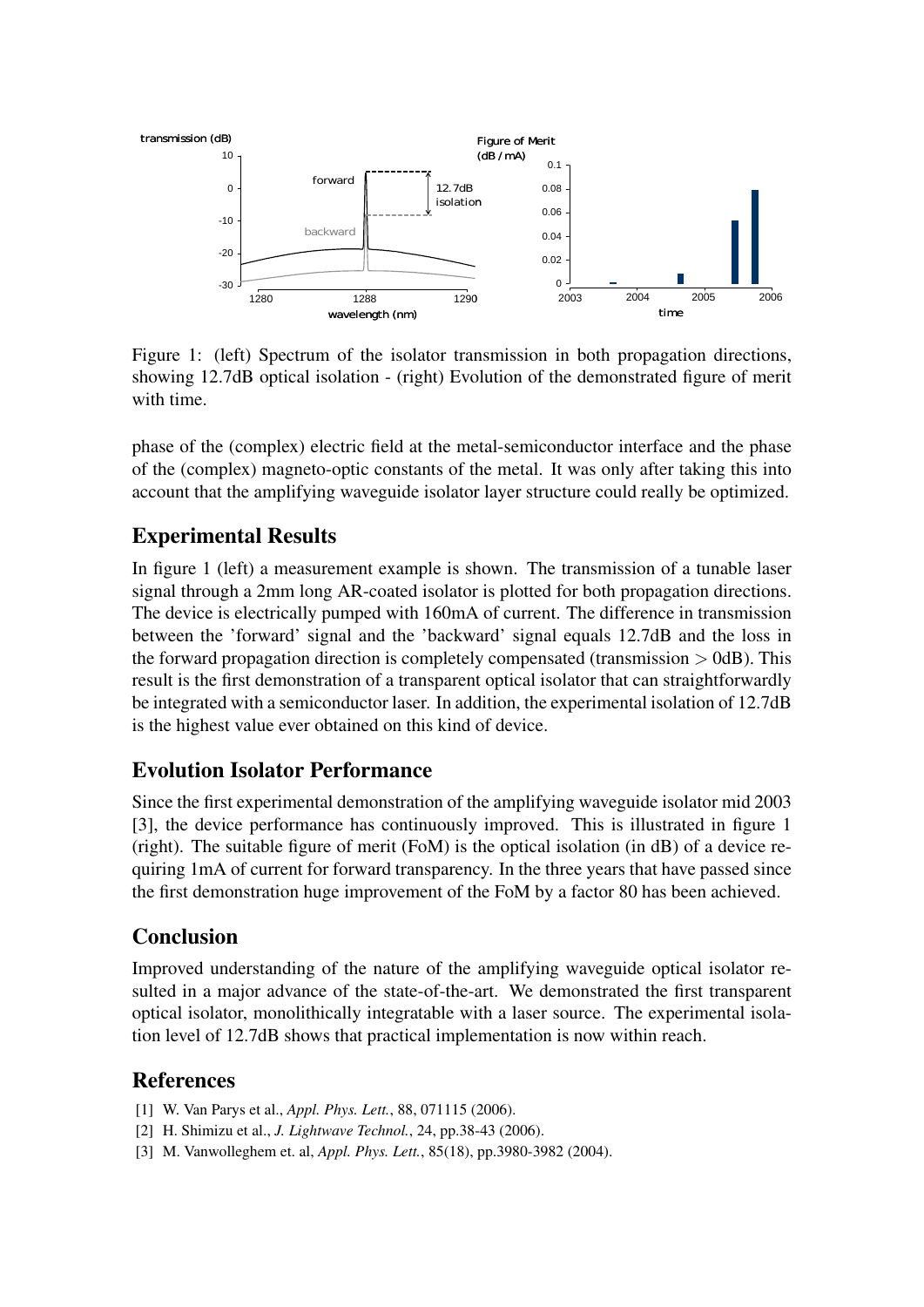transmission (dB)

10
0
-10
-20
-30

forward

backward

12.7dB
isolation

1280
1288
1290

wavelength (nm)

Figure of Merit
(dB / mA)

0.1
0.08
0.06
0.04
0.02
0

2003
2004
2005
2006

time

Figure 1: (left) Spectrum of the isolator transmission in both propagation directions, showing 12.7dB optical isolation - (right) Evolution of the demonstrated figure of merit with time.

phase of the (complex) electric field at the metal-semiconductor interface and the phase of the (complex) magneto-optic constants of the metal. It was only after taking this into account that the amplifying waveguide isolator layer structure could really be optimized.

## Experimental Results

In figure 1 (left) a measurement example is shown. The transmission of a tunable laser signal through a 2mm long AR-coated isolator is plotted for both propagation directions. The device is electrically pumped with 160mA of current. The difference in transmission between the 'forward' signal and the 'backward' signal equals 12.7dB and the loss in the forward propagation direction is completely compensated (transmission $> 0$dB). This result is the first demonstration of a transparent optical isolator that can straightforwardly be integrated with a semiconductor laser. In addition, the experimental isolation of 12.7dB is the highest value ever obtained on this kind of device.

## Evolution Isolator Performance

Since the first experimental demonstration of the amplifying waveguide isolator mid 2003 [3], the device performance has continuously improved. This is illustrated in figure 1 (right). The suitable figure of merit (FoM) is the optical isolation (in dB) of a device requiring 1mA of current for forward transparency. In the three years that have passed since the first demonstration huge improvement of the FoM by a factor 80 has been achieved.

## Conclusion

Improved understanding of the nature of the amplifying waveguide optical isolator resulted in a major advance of the state-of-the-art. We demonstrated the first transparent optical isolator, monolithically integratable with a laser source. The experimental isolation level of 12.7dB shows that practical implementation is now within reach.

## References

[1] W. Van Parys et al., *Appl. Phys. Lett.*, 88, 071115 (2006).

[2] H. Shimizu et al., *J. Lightwave Technol.*, 24, pp.38-43 (2006).

[3] M. Vanwolleghem et. al, *Appl. Phys. Lett.*, 85(18), pp.3980-3982 (2004).